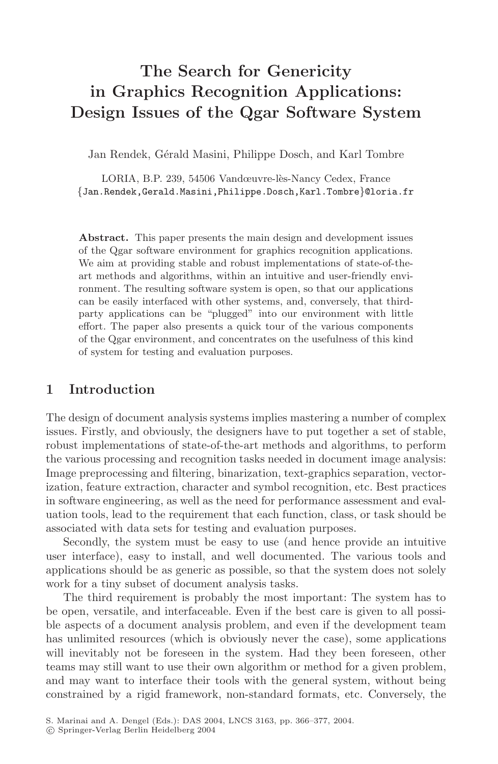# The Search for Genericity in Graphics Recognition Applications: Design Issues of the Qgar Software System

Jan Rendek, Gérald Masini, Philippe Dosch, and Karl Tombre

LORIA, B.P. 239, 54506 Vandœuvre-lès-Nancy Cedex, France
{Jan.Rendek,Gerald.Masini,Philippe.Dosch,Karl.Tombre}@loria.fr

**Abstract.** This paper presents the main design and development issues of the Qgar software environment for graphics recognition applications. We aim at providing stable and robust implementations of state-of-the-art methods and algorithms, within an intuitive and user-friendly environment. The resulting software system is open, so that our applications can be easily interfaced with other systems, and, conversely, that third-party applications can be "plugged" into our environment with little effort. The paper also presents a quick tour of the various components of the Qgar environment, and concentrates on the usefulness of this kind of system for testing and evaluation purposes.

## 1 Introduction

The design of document analysis systems implies mastering a number of complex issues. Firstly, and obviously, the designers have to put together a set of stable, robust implementations of state-of-the-art methods and algorithms, to perform the various processing and recognition tasks needed in document image analysis: Image preprocessing and filtering, binarization, text-graphics separation, vectorization, feature extraction, character and symbol recognition, etc. Best practices in software engineering, as well as the need for performance assessment and evaluation tools, lead to the requirement that each function, class, or task should be associated with data sets for testing and evaluation purposes.

Secondly, the system must be easy to use (and hence provide an intuitive user interface), easy to install, and well documented. The various tools and applications should be as generic as possible, so that the system does not solely work for a tiny subset of document analysis tasks.

The third requirement is probably the most important: The system has to be open, versatile, and interfaceable. Even if the best care is given to all possible aspects of a document analysis problem, and even if the development team has unlimited resources (which is obviously never the case), some applications will inevitably not be foreseen in the system. Had they been foreseen, other teams may still want to use their own algorithm or method for a given problem, and may want to interface their tools with the general system, without being constrained by a rigid framework, non-standard formats, etc. Conversely, the

S. Marinai and A. Dengel (Eds.): DAS 2004, LNCS 3163, pp. 366–377, 2004.
© Springer-Verlag Berlin Heidelberg 2004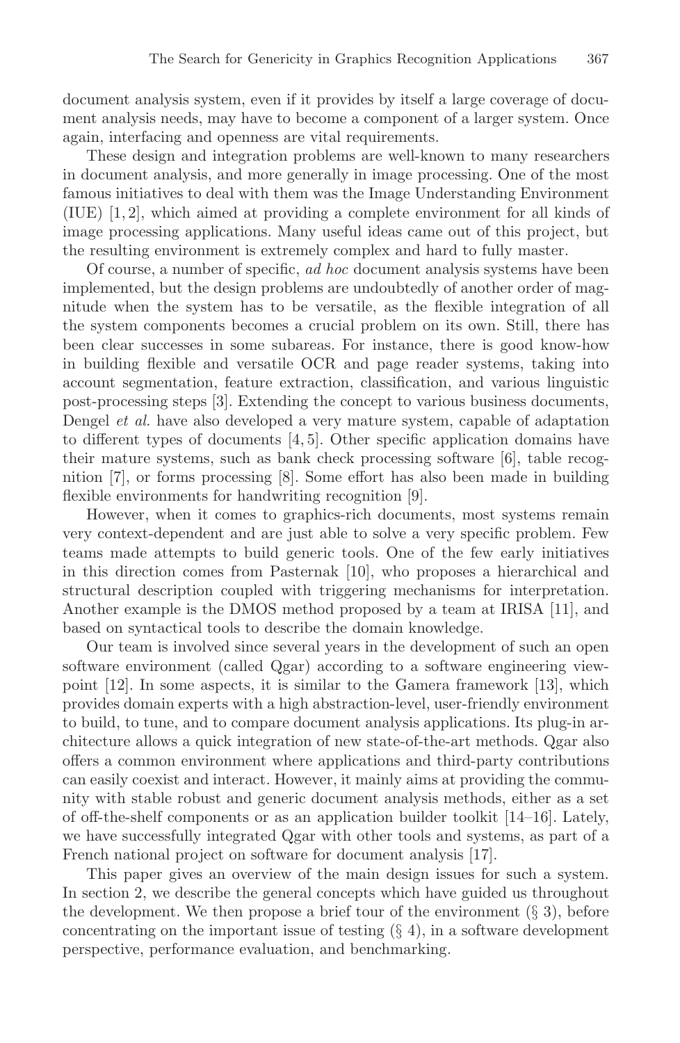document analysis system, even if it provides by itself a large coverage of document analysis needs, may have to become a component of a larger system. Once again, interfacing and openness are vital requirements.

These design and integration problems are well-known to many researchers in document analysis, and more generally in image processing. One of the most famous initiatives to deal with them was the Image Understanding Environment (IUE) [1, 2], which aimed at providing a complete environment for all kinds of image processing applications. Many useful ideas came out of this project, but the resulting environment is extremely complex and hard to fully master.

Of course, a number of specific, *ad hoc* document analysis systems have been implemented, but the design problems are undoubtedly of another order of magnitude when the system has to be versatile, as the flexible integration of all the system components becomes a crucial problem on its own. Still, there has been clear successes in some subareas. For instance, there is good know-how in building flexible and versatile OCR and page reader systems, taking into account segmentation, feature extraction, classification, and various linguistic post-processing steps [3]. Extending the concept to various business documents, Dengel *et al.* have also developed a very mature system, capable of adaptation to different types of documents [4, 5]. Other specific application domains have their mature systems, such as bank check processing software [6], table recognition [7], or forms processing [8]. Some effort has also been made in building flexible environments for handwriting recognition [9].

However, when it comes to graphics-rich documents, most systems remain very context-dependent and are just able to solve a very specific problem. Few teams made attempts to build generic tools. One of the few early initiatives in this direction comes from Pasternak [10], who proposes a hierarchical and structural description coupled with triggering mechanisms for interpretation. Another example is the DMOS method proposed by a team at IRISA [11], and based on syntactical tools to describe the domain knowledge.

Our team is involved since several years in the development of such an open software environment (called Qgar) according to a software engineering viewpoint [12]. In some aspects, it is similar to the Gamera framework [13], which provides domain experts with a high abstraction-level, user-friendly environment to build, to tune, and to compare document analysis applications. Its plug-in architecture allows a quick integration of new state-of-the-art methods. Qgar also offers a common environment where applications and third-party contributions can easily coexist and interact. However, it mainly aims at providing the community with stable robust and generic document analysis methods, either as a set of off-the-shelf components or as an application builder toolkit [14–16]. Lately, we have successfully integrated Qgar with other tools and systems, as part of a French national project on software for document analysis [17].

This paper gives an overview of the main design issues for such a system. In section 2, we describe the general concepts which have guided us throughout the development. We then propose a brief tour of the environment (§ 3), before concentrating on the important issue of testing (§ 4), in a software development perspective, performance evaluation, and benchmarking.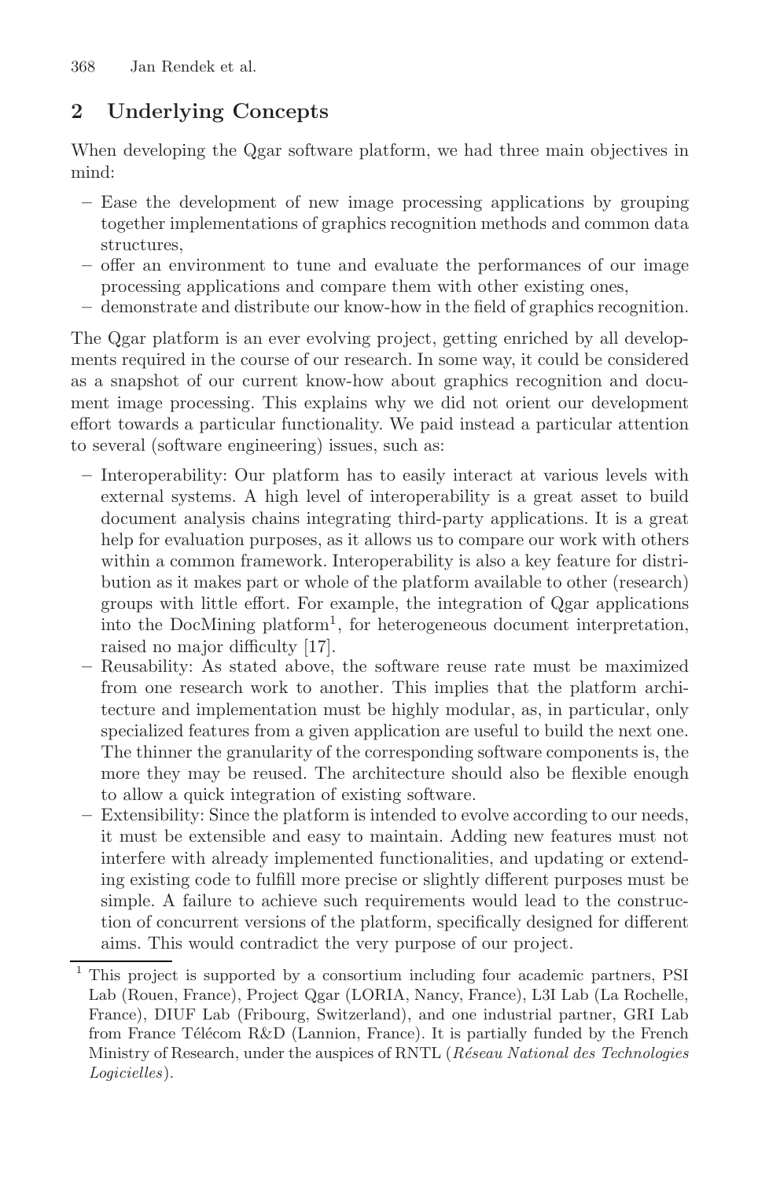## 2 Underlying Concepts

When developing the Qgar software platform, we had three main objectives in mind:

- Ease the development of new image processing applications by grouping together implementations of graphics recognition methods and common data structures,
- offer an environment to tune and evaluate the performances of our image processing applications and compare them with other existing ones,
- demonstrate and distribute our know-how in the field of graphics recognition.

The Qgar platform is an ever evolving project, getting enriched by all developments required in the course of our research. In some way, it could be considered as a snapshot of our current know-how about graphics recognition and document image processing. This explains why we did not orient our development effort towards a particular functionality. We paid instead a particular attention to several (software engineering) issues, such as:

- Interoperability: Our platform has to easily interact at various levels with external systems. A high level of interoperability is a great asset to build document analysis chains integrating third-party applications. It is a great help for evaluation purposes, as it allows us to compare our work with others within a common framework. Interoperability is also a key feature for distribution as it makes part or whole of the platform available to other (research) groups with little effort. For example, the integration of Qgar applications into the DocMining platform[1], for heterogeneous document interpretation, raised no major difficulty [17].
- Reusability: As stated above, the software reuse rate must be maximized from one research work to another. This implies that the platform architecture and implementation must be highly modular, as, in particular, only specialized features from a given application are useful to build the next one. The thinner the granularity of the corresponding software components is, the more they may be reused. The architecture should also be flexible enough to allow a quick integration of existing software.
- Extensibility: Since the platform is intended to evolve according to our needs, it must be extensible and easy to maintain. Adding new features must not interfere with already implemented functionalities, and updating or extending existing code to fulfill more precise or slightly different purposes must be simple. A failure to achieve such requirements would lead to the construction of concurrent versions of the platform, specifically designed for different aims. This would contradict the very purpose of our project.

[1] This project is supported by a consortium including four academic partners, PSI Lab (Rouen, France), Project Qgar (LORIA, Nancy, France), L3I Lab (La Rochelle, France), DIUF Lab (Fribourg, Switzerland), and one industrial partner, GRI Lab from France Télécom R&D (Lannion, France). It is partially funded by the French Ministry of Research, under the auspices of RNTL (*Réseau National des Technologies Logicielles*).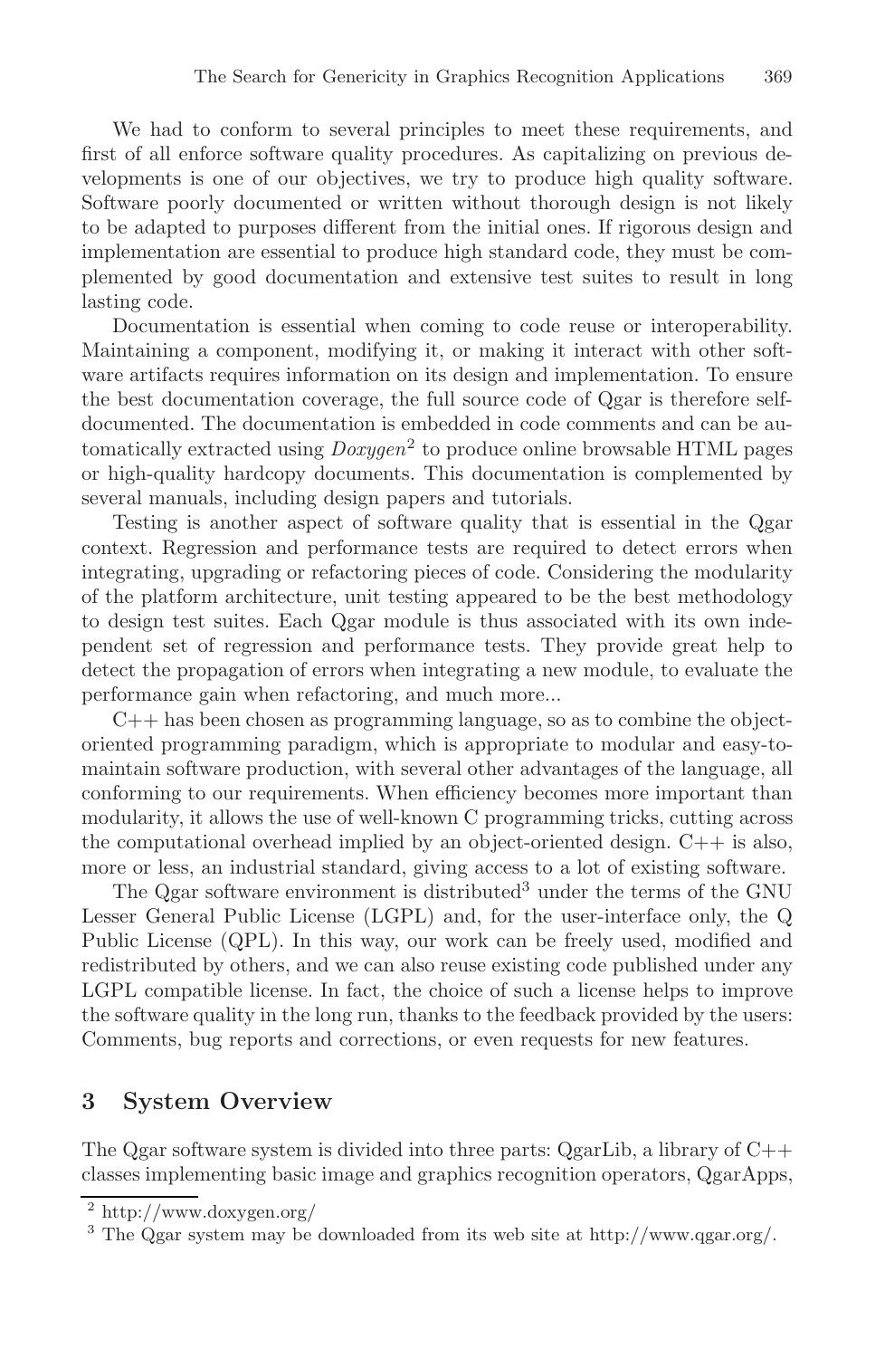We had to conform to several principles to meet these requirements, and first of all enforce software quality procedures. As capitalizing on previous developments is one of our objectives, we try to produce high quality software. Software poorly documented or written without thorough design is not likely to be adapted to purposes different from the initial ones. If rigorous design and implementation are essential to produce high standard code, they must be complemented by good documentation and extensive test suites to result in long lasting code.

Documentation is essential when coming to code reuse or interoperability. Maintaining a component, modifying it, or making it interact with other software artifacts requires information on its design and implementation. To ensure the best documentation coverage, the full source code of Qgar is therefore self-documented. The documentation is embedded in code comments and can be automatically extracted using *Doxygen*[2] to produce online browsable HTML pages or high-quality hardcopy documents. This documentation is complemented by several manuals, including design papers and tutorials.

Testing is another aspect of software quality that is essential in the Qgar context. Regression and performance tests are required to detect errors when integrating, upgrading or refactoring pieces of code. Considering the modularity of the platform architecture, unit testing appeared to be the best methodology to design test suites. Each Qgar module is thus associated with its own independent set of regression and performance tests. They provide great help to detect the propagation of errors when integrating a new module, to evaluate the performance gain when refactoring, and much more...

C++ has been chosen as programming language, so as to combine the object-oriented programming paradigm, which is appropriate to modular and easy-to-maintain software production, with several other advantages of the language, all conforming to our requirements. When efficiency becomes more important than modularity, it allows the use of well-known C programming tricks, cutting across the computational overhead implied by an object-oriented design. C++ is also, more or less, an industrial standard, giving access to a lot of existing software.

The Qgar software environment is distributed[3] under the terms of the GNU Lesser General Public License (LGPL) and, for the user-interface only, the Q Public License (QPL). In this way, our work can be freely used, modified and redistributed by others, and we can also reuse existing code published under any LGPL compatible license. In fact, the choice of such a license helps to improve the software quality in the long run, thanks to the feedback provided by the users: Comments, bug reports and corrections, or even requests for new features.

## 3 System Overview

The Qgar software system is divided into three parts: QgarLib, a library of C++ classes implementing basic image and graphics recognition operators, QgarApps,

---

[2] http://www.doxygen.org/

[3] The Qgar system may be downloaded from its web site at http://www.qgar.org/.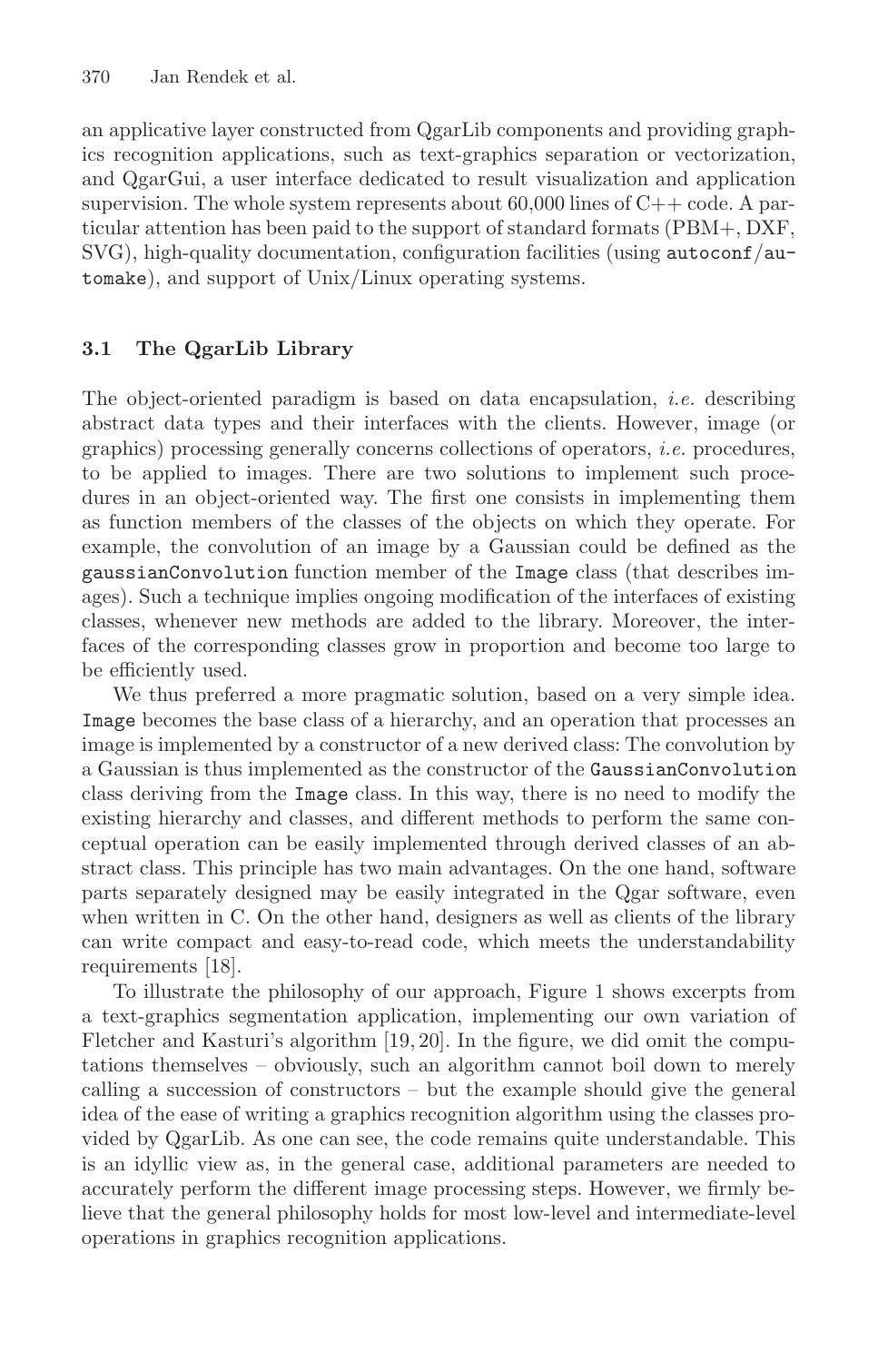an applicative layer constructed from QgarLib components and providing graphics recognition applications, such as text-graphics separation or vectorization, and QgarGui, a user interface dedicated to result visualization and application supervision. The whole system represents about 60,000 lines of C++ code. A particular attention has been paid to the support of standard formats (PBM+, DXF, SVG), high-quality documentation, configuration facilities (using `autoconf`/`automake`), and support of Unix/Linux operating systems.

### 3.1 The QgarLib Library

The object-oriented paradigm is based on data encapsulation, *i.e.* describing abstract data types and their interfaces with the clients. However, image (or graphics) processing generally concerns collections of operators, *i.e.* procedures, to be applied to images. There are two solutions to implement such procedures in an object-oriented way. The first one consists in implementing them as function members of the classes of the objects on which they operate. For example, the convolution of an image by a Gaussian could be defined as the `gaussianConvolution` function member of the `Image` class (that describes images). Such a technique implies ongoing modification of the interfaces of existing classes, whenever new methods are added to the library. Moreover, the interfaces of the corresponding classes grow in proportion and become too large to be efficiently used.

We thus preferred a more pragmatic solution, based on a very simple idea. `Image` becomes the base class of a hierarchy, and an operation that processes an image is implemented by a constructor of a new derived class: The convolution by a Gaussian is thus implemented as the constructor of the `GaussianConvolution` class deriving from the `Image` class. In this way, there is no need to modify the existing hierarchy and classes, and different methods to perform the same conceptual operation can be easily implemented through derived classes of an abstract class. This principle has two main advantages. On the one hand, software parts separately designed may be easily integrated in the Qgar software, even when written in C. On the other hand, designers as well as clients of the library can write compact and easy-to-read code, which meets the understandability requirements [18].

To illustrate the philosophy of our approach, Figure 1 shows excerpts from a text-graphics segmentation application, implementing our own variation of Fletcher and Kasturi's algorithm [19, 20]. In the figure, we did omit the computations themselves – obviously, such an algorithm cannot boil down to merely calling a succession of constructors – but the example should give the general idea of the ease of writing a graphics recognition algorithm using the classes provided by QgarLib. As one can see, the code remains quite understandable. This is an idyllic view as, in the general case, additional parameters are needed to accurately perform the different image processing steps. However, we firmly believe that the general philosophy holds for most low-level and intermediate-level operations in graphics recognition applications.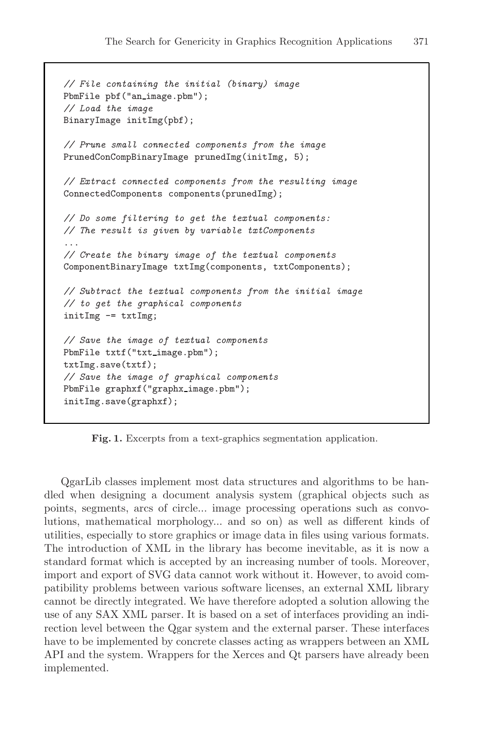```
// File containing the initial (binary) image
PbmFile pbf("an_image.pbm");
// Load the image
BinaryImage initImg(pbf);

// Prune small connected components from the image
PrunedConCompBinaryImage prunedImg(initImg, 5);

// Extract connected components from the resulting image
ConnectedComponents components(prunedImg);

// Do some filtering to get the textual components:
// The result is given by variable txtComponents
...
// Create the binary image of the textual components
ComponentBinaryImage txtImg(components, txtComponents);

// Subtract the textual components from the initial image
// to get the graphical components
initImg -= txtImg;

// Save the image of textual components
PbmFile txtf("txt_image.pbm");
txtImg.save(txtf);
// Save the image of graphical components
PbmFile graphxf("graphx_image.pbm");
initImg.save(graphxf);
```

**Fig. 1.** Excerpts from a text-graphics segmentation application.

QgarLib classes implement most data structures and algorithms to be handled when designing a document analysis system (graphical objects such as points, segments, arcs of circle... image processing operations such as convolutions, mathematical morphology... and so on) as well as different kinds of utilities, especially to store graphics or image data in files using various formats. The introduction of XML in the library has become inevitable, as it is now a standard format which is accepted by an increasing number of tools. Moreover, import and export of SVG data cannot work without it. However, to avoid compatibility problems between various software licenses, an external XML library cannot be directly integrated. We have therefore adopted a solution allowing the use of any SAX XML parser. It is based on a set of interfaces providing an indirection level between the Qgar system and the external parser. These interfaces have to be implemented by concrete classes acting as wrappers between an XML API and the system. Wrappers for the Xerces and Qt parsers have already been implemented.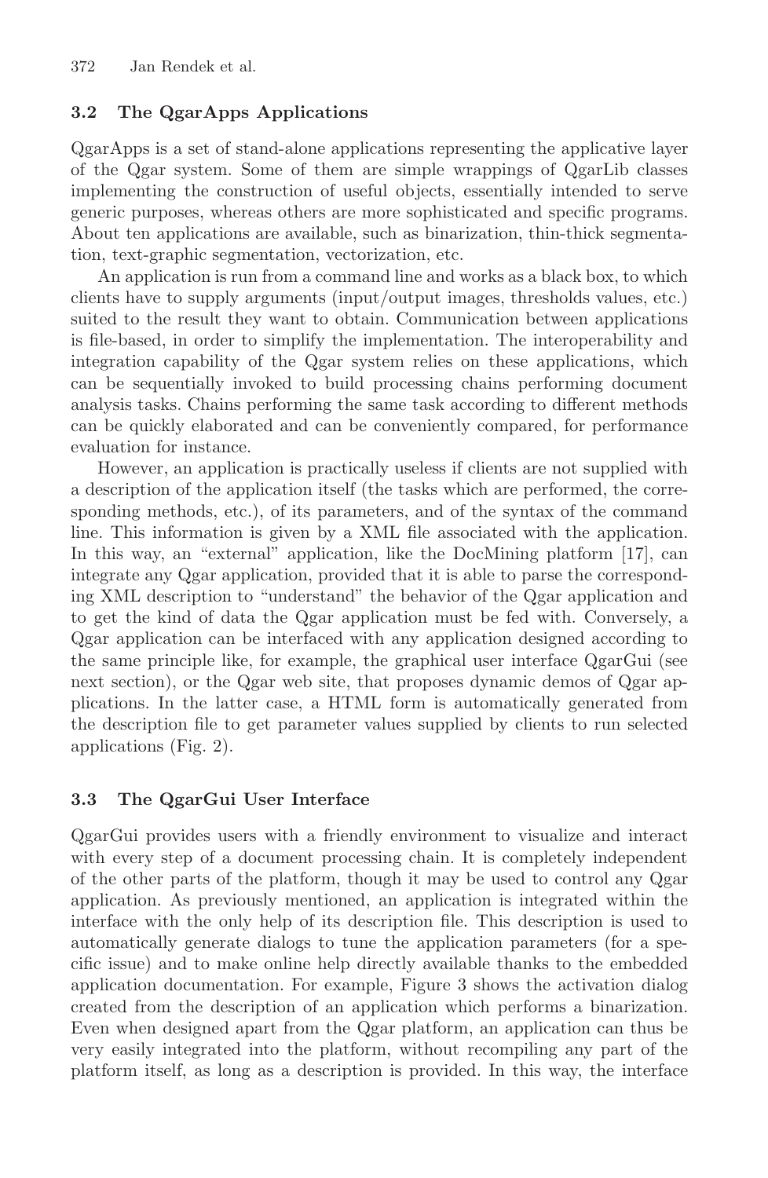### 3.2 The QgarApps Applications

QgarApps is a set of stand-alone applications representing the applicative layer of the Qgar system. Some of them are simple wrappings of QgarLib classes implementing the construction of useful objects, essentially intended to serve generic purposes, whereas others are more sophisticated and specific programs. About ten applications are available, such as binarization, thin-thick segmentation, text-graphic segmentation, vectorization, etc.

An application is run from a command line and works as a black box, to which clients have to supply arguments (input/output images, thresholds values, etc.) suited to the result they want to obtain. Communication between applications is file-based, in order to simplify the implementation. The interoperability and integration capability of the Qgar system relies on these applications, which can be sequentially invoked to build processing chains performing document analysis tasks. Chains performing the same task according to different methods can be quickly elaborated and can be conveniently compared, for performance evaluation for instance.

However, an application is practically useless if clients are not supplied with a description of the application itself (the tasks which are performed, the corresponding methods, etc.), of its parameters, and of the syntax of the command line. This information is given by a XML file associated with the application. In this way, an "external" application, like the DocMining platform [17], can integrate any Qgar application, provided that it is able to parse the corresponding XML description to "understand" the behavior of the Qgar application and to get the kind of data the Qgar application must be fed with. Conversely, a Qgar application can be interfaced with any application designed according to the same principle like, for example, the graphical user interface QgarGui (see next section), or the Qgar web site, that proposes dynamic demos of Qgar applications. In the latter case, a HTML form is automatically generated from the description file to get parameter values supplied by clients to run selected applications (Fig. 2).

### 3.3 The QgarGui User Interface

QgarGui provides users with a friendly environment to visualize and interact with every step of a document processing chain. It is completely independent of the other parts of the platform, though it may be used to control any Qgar application. As previously mentioned, an application is integrated within the interface with the only help of its description file. This description is used to automatically generate dialogs to tune the application parameters (for a specific issue) and to make online help directly available thanks to the embedded application documentation. For example, Figure 3 shows the activation dialog created from the description of an application which performs a binarization. Even when designed apart from the Qgar platform, an application can thus be very easily integrated into the platform, without recompiling any part of the platform itself, as long as a description is provided. In this way, the interface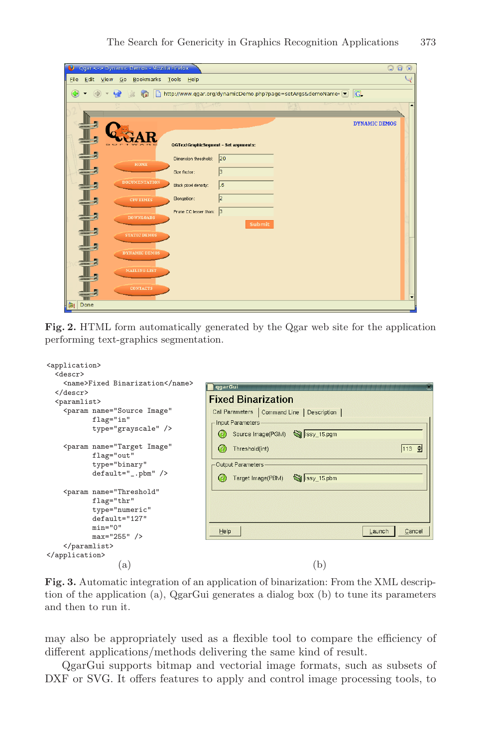Fig. 2. HTML form automatically generated by the Qgar web site for the application performing text-graphics segmentation.

```
<application>
  <descr>
    <name>Fixed Binarization</name>
  </descr>
  <paramlist>
    <param name="Source Image"
           flag="in"
           type="grayscale" />

    <param name="Target Image"
           flag="out"
           type="binary"
           default="_.pbm" />

    <param name="Threshold"
           flag="thr"
           type="numeric"
           default="127"
           min="0"
           max="255" />
  </paramlist>
</application>
```

(a) (b)

**Fig. 3.** Automatic integration of an application of binarization: From the XML description of the application (a), QgarGui generates a dialog box (b) to tune its parameters and then to run it.

may also be appropriately used as a flexible tool to compare the efficiency of different applications/methods delivering the same kind of result.

QgarGui supports bitmap and vectorial image formats, such as subsets of DXF or SVG. It offers features to apply and control image processing tools, to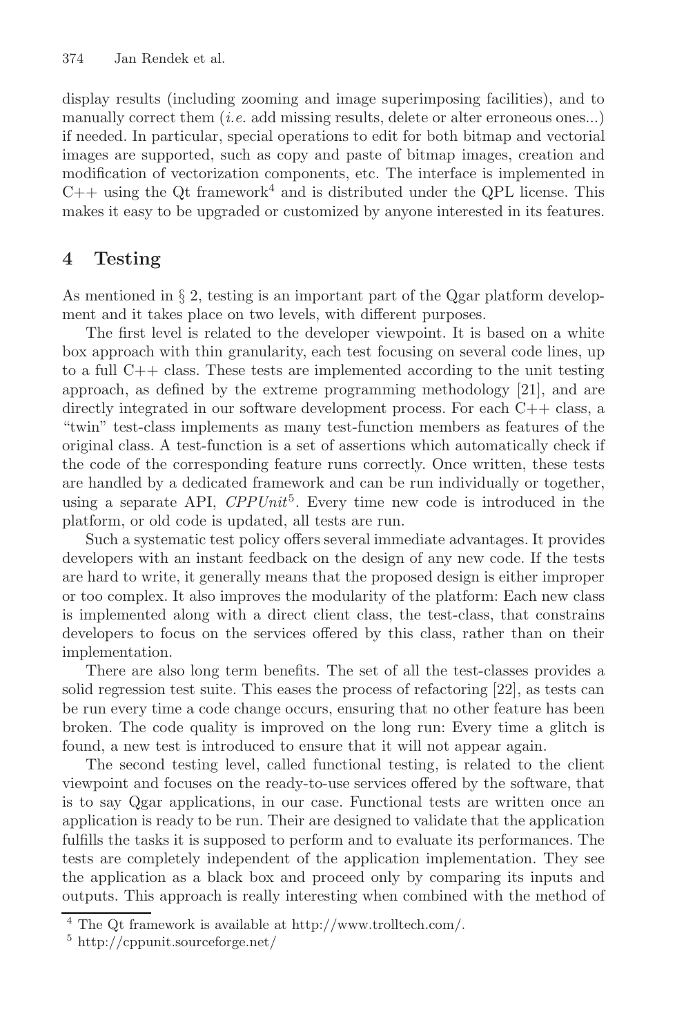display results (including zooming and image superimposing facilities), and to manually correct them (*i.e.* add missing results, delete or alter erroneous ones...) if needed. In particular, special operations to edit for both bitmap and vectorial images are supported, such as copy and paste of bitmap images, creation and modification of vectorization components, etc. The interface is implemented in C++ using the Qt framework[4] and is distributed under the QPL license. This makes it easy to be upgraded or customized by anyone interested in its features.

## 4 Testing

As mentioned in § 2, testing is an important part of the Qgar platform development and it takes place on two levels, with different purposes.

The first level is related to the developer viewpoint. It is based on a white box approach with thin granularity, each test focusing on several code lines, up to a full C++ class. These tests are implemented according to the unit testing approach, as defined by the extreme programming methodology [21], and are directly integrated in our software development process. For each C++ class, a "twin" test-class implements as many test-function members as features of the original class. A test-function is a set of assertions which automatically check if the code of the corresponding feature runs correctly. Once written, these tests are handled by a dedicated framework and can be run individually or together, using a separate API, *CPPUnit*[5]. Every time new code is introduced in the platform, or old code is updated, all tests are run.

Such a systematic test policy offers several immediate advantages. It provides developers with an instant feedback on the design of any new code. If the tests are hard to write, it generally means that the proposed design is either improper or too complex. It also improves the modularity of the platform: Each new class is implemented along with a direct client class, the test-class, that constrains developers to focus on the services offered by this class, rather than on their implementation.

There are also long term benefits. The set of all the test-classes provides a solid regression test suite. This eases the process of refactoring [22], as tests can be run every time a code change occurs, ensuring that no other feature has been broken. The code quality is improved on the long run: Every time a glitch is found, a new test is introduced to ensure that it will not appear again.

The second testing level, called functional testing, is related to the client viewpoint and focuses on the ready-to-use services offered by the software, that is to say Qgar applications, in our case. Functional tests are written once an application is ready to be run. Their are designed to validate that the application fulfills the tasks it is supposed to perform and to evaluate its performances. The tests are completely independent of the application implementation. They see the application as a black box and proceed only by comparing its inputs and outputs. This approach is really interesting when combined with the method of

[4] The Qt framework is available at http://www.trolltech.com/.

[5] http://cppunit.sourceforge.net/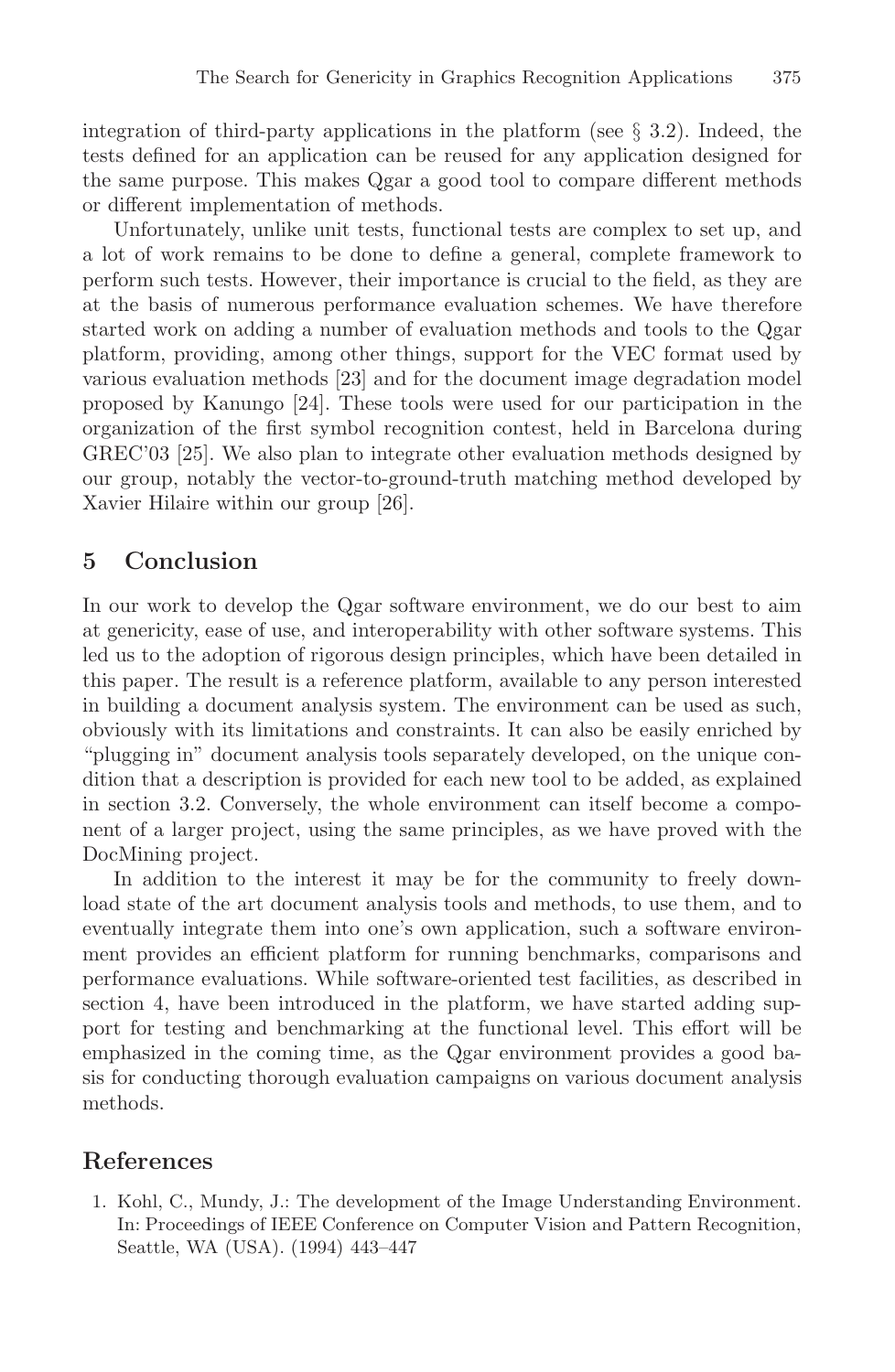integration of third-party applications in the platform (see § 3.2). Indeed, the tests defined for an application can be reused for any application designed for the same purpose. This makes Qgar a good tool to compare different methods or different implementation of methods.

Unfortunately, unlike unit tests, functional tests are complex to set up, and a lot of work remains to be done to define a general, complete framework to perform such tests. However, their importance is crucial to the field, as they are at the basis of numerous performance evaluation schemes. We have therefore started work on adding a number of evaluation methods and tools to the Qgar platform, providing, among other things, support for the VEC format used by various evaluation methods [23] and for the document image degradation model proposed by Kanungo [24]. These tools were used for our participation in the organization of the first symbol recognition contest, held in Barcelona during GREC'03 [25]. We also plan to integrate other evaluation methods designed by our group, notably the vector-to-ground-truth matching method developed by Xavier Hilaire within our group [26].

## 5 Conclusion

In our work to develop the Qgar software environment, we do our best to aim at genericity, ease of use, and interoperability with other software systems. This led us to the adoption of rigorous design principles, which have been detailed in this paper. The result is a reference platform, available to any person interested in building a document analysis system. The environment can be used as such, obviously with its limitations and constraints. It can also be easily enriched by "plugging in" document analysis tools separately developed, on the unique condition that a description is provided for each new tool to be added, as explained in section 3.2. Conversely, the whole environment can itself become a component of a larger project, using the same principles, as we have proved with the DocMining project.

In addition to the interest it may be for the community to freely download state of the art document analysis tools and methods, to use them, and to eventually integrate them into one's own application, such a software environment provides an efficient platform for running benchmarks, comparisons and performance evaluations. While software-oriented test facilities, as described in section 4, have been introduced in the platform, we have started adding support for testing and benchmarking at the functional level. This effort will be emphasized in the coming time, as the Qgar environment provides a good basis for conducting thorough evaluation campaigns on various document analysis methods.

## References

1. Kohl, C., Mundy, J.: The development of the Image Understanding Environment. In: Proceedings of IEEE Conference on Computer Vision and Pattern Recognition, Seattle, WA (USA). (1994) 443–447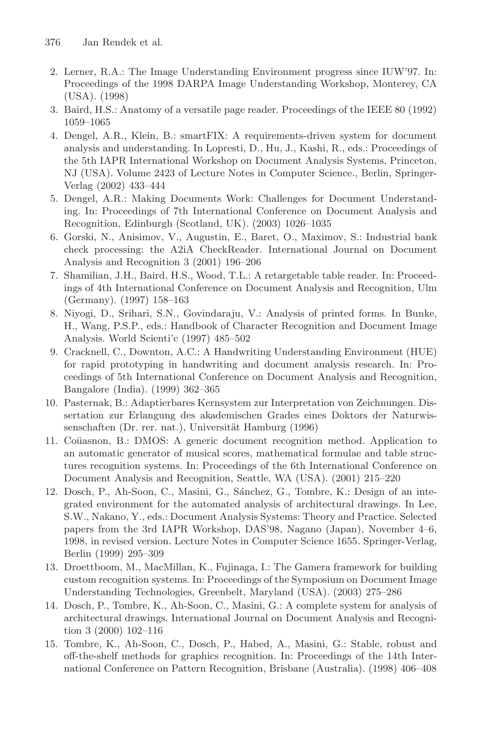2. Lerner, R.A.: The Image Understanding Environment progress since IUW'97. In: Proceedings of the 1998 DARPA Image Understanding Workshop, Monterey, CA (USA). (1998)
3. Baird, H.S.: Anatomy of a versatile page reader. Proceedings of the IEEE 80 (1992) 1059–1065
4. Dengel, A.R., Klein, B.: smartFIX: A requirements-driven system for document analysis and understanding. In Lopresti, D., Hu, J., Kashi, R., eds.: Proceedings of the 5th IAPR International Workshop on Document Analysis Systems, Princeton, NJ (USA). Volume 2423 of Lecture Notes in Computer Science., Berlin, Springer-Verlag (2002) 433–444
5. Dengel, A.R.: Making Documents Work: Challenges for Document Understanding. In: Proceedings of 7th International Conference on Document Analysis and Recognition, Edinburgh (Scotland, UK). (2003) 1026–1035
6. Gorski, N., Anisimov, V., Augustin, E., Baret, O., Maximov, S.: Industrial bank check processing: the A2iA CheckReader. International Journal on Document Analysis and Recognition 3 (2001) 196–206
7. Shamilian, J.H., Baird, H.S., Wood, T.L.: A retargetable table reader. In: Proceedings of 4th International Conference on Document Analysis and Recognition, Ulm (Germany). (1997) 158–163
8. Niyogi, D., Srihari, S.N., Govindaraju, V.: Analysis of printed forms. In Bunke, H., Wang, P.S.P., eds.: Handbook of Character Recognition and Document Image Analysis. World Scienti'c (1997) 485–502
9. Cracknell, C., Downton, A.C.: A Handwriting Understanding Environment (HUE) for rapid prototyping in handwriting and document analysis research. In: Proceedings of 5th International Conference on Document Analysis and Recognition, Bangalore (India). (1999) 362–365
10. Pasternak, B.: Adaptierbares Kernsystem zur Interpretation von Zeichnungen. Dissertation zur Erlangung des akademischen Grades eines Doktors der Naturwissenschaften (Dr. rer. nat.), Universität Hamburg (1996)
11. Coüasnon, B.: DMOS: A generic document recognition method. Application to an automatic generator of musical scores, mathematical formulae and table structures recognition systems. In: Proceedings of the 6th International Conference on Document Analysis and Recognition, Seattle, WA (USA). (2001) 215–220
12. Dosch, P., Ah-Soon, C., Masini, G., Sánchez, G., Tombre, K.: Design of an integrated environment for the automated analysis of architectural drawings. In Lee, S.W., Nakano, Y., eds.: Document Analysis Systems: Theory and Practice. Selected papers from the 3rd IAPR Workshop, DAS'98, Nagano (Japan), November 4–6, 1998, in revised version. Lecture Notes in Computer Science 1655. Springer-Verlag, Berlin (1999) 295–309
13. Droettboom, M., MacMillan, K., Fujinaga, I.: The Gamera framework for building custom recognition systems. In: Proceedings of the Symposium on Document Image Understanding Technologies, Greenbelt, Maryland (USA). (2003) 275–286
14. Dosch, P., Tombre, K., Ah-Soon, C., Masini, G.: A complete system for analysis of architectural drawings. International Journal on Document Analysis and Recognition 3 (2000) 102–116
15. Tombre, K., Ah-Soon, C., Dosch, P., Habed, A., Masini, G.: Stable, robust and off-the-shelf methods for graphics recognition. In: Proceedings of the 14th International Conference on Pattern Recognition, Brisbane (Australia). (1998) 406–408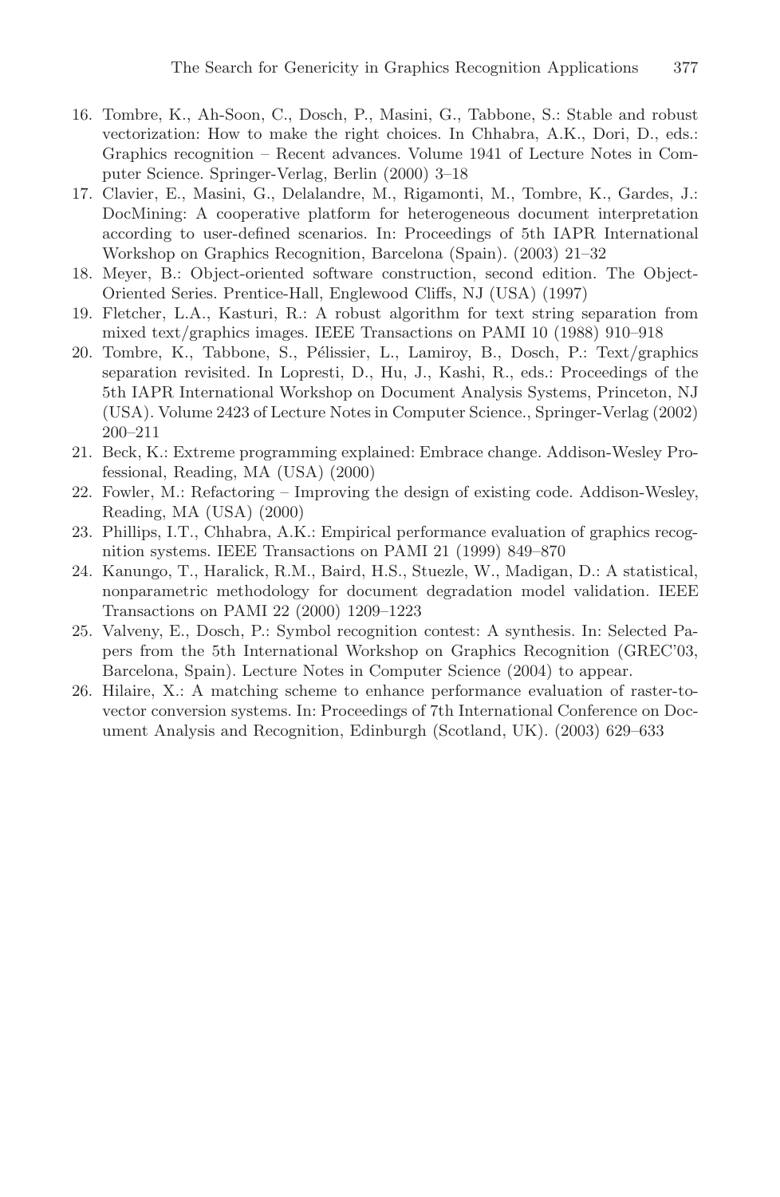16. Tombre, K., Ah-Soon, C., Dosch, P., Masini, G., Tabbone, S.: Stable and robust vectorization: How to make the right choices. In Chhabra, A.K., Dori, D., eds.: Graphics recognition – Recent advances. Volume 1941 of Lecture Notes in Computer Science. Springer-Verlag, Berlin (2000) 3–18
17. Clavier, E., Masini, G., Delalandre, M., Rigamonti, M., Tombre, K., Gardes, J.: DocMining: A cooperative platform for heterogeneous document interpretation according to user-defined scenarios. In: Proceedings of 5th IAPR International Workshop on Graphics Recognition, Barcelona (Spain). (2003) 21–32
18. Meyer, B.: Object-oriented software construction, second edition. The Object-Oriented Series. Prentice-Hall, Englewood Cliffs, NJ (USA) (1997)
19. Fletcher, L.A., Kasturi, R.: A robust algorithm for text string separation from mixed text/graphics images. IEEE Transactions on PAMI 10 (1988) 910–918
20. Tombre, K., Tabbone, S., Pélissier, L., Lamiroy, B., Dosch, P.: Text/graphics separation revisited. In Lopresti, D., Hu, J., Kashi, R., eds.: Proceedings of the 5th IAPR International Workshop on Document Analysis Systems, Princeton, NJ (USA). Volume 2423 of Lecture Notes in Computer Science., Springer-Verlag (2002) 200–211
21. Beck, K.: Extreme programming explained: Embrace change. Addison-Wesley Professional, Reading, MA (USA) (2000)
22. Fowler, M.: Refactoring – Improving the design of existing code. Addison-Wesley, Reading, MA (USA) (2000)
23. Phillips, I.T., Chhabra, A.K.: Empirical performance evaluation of graphics recognition systems. IEEE Transactions on PAMI 21 (1999) 849–870
24. Kanungo, T., Haralick, R.M., Baird, H.S., Stuezle, W., Madigan, D.: A statistical, nonparametric methodology for document degradation model validation. IEEE Transactions on PAMI 22 (2000) 1209–1223
25. Valveny, E., Dosch, P.: Symbol recognition contest: A synthesis. In: Selected Papers from the 5th International Workshop on Graphics Recognition (GREC'03, Barcelona, Spain). Lecture Notes in Computer Science (2004) to appear.
26. Hilaire, X.: A matching scheme to enhance performance evaluation of raster-to-vector conversion systems. In: Proceedings of 7th International Conference on Document Analysis and Recognition, Edinburgh (Scotland, UK). (2003) 629–633